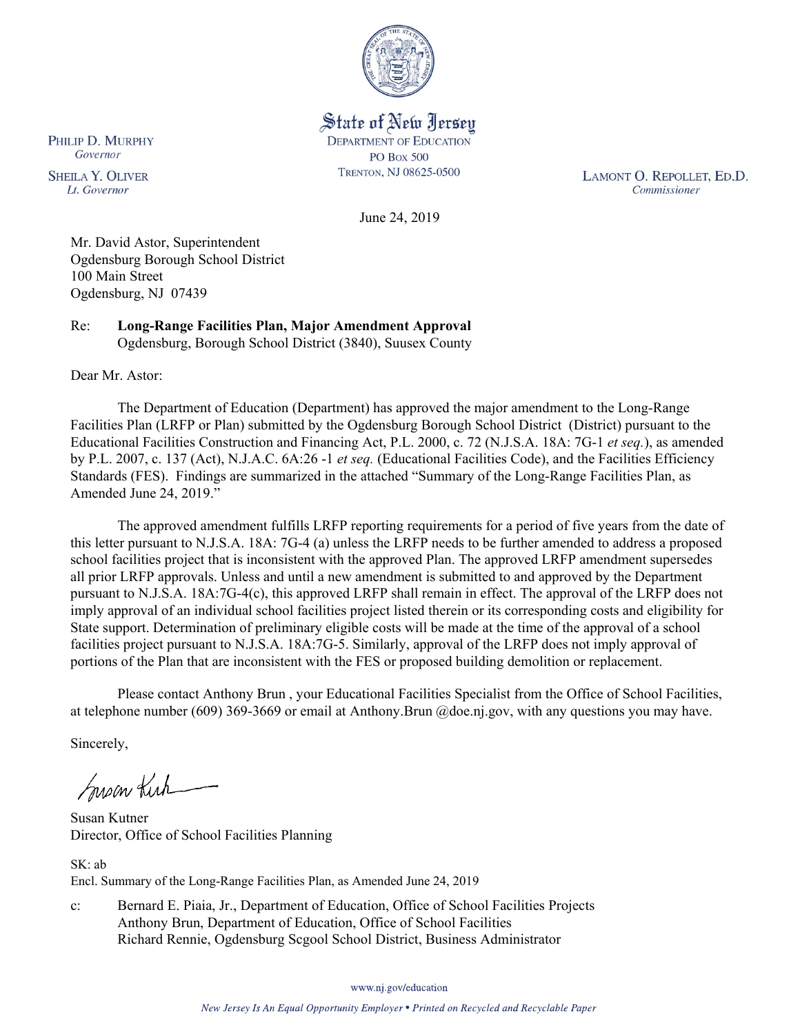State of New Jersey
DEPARTMENT OF EDUCATION
PO BOX 500
TRENTON, NJ 08625-0500

PHILIP D. MURPHY
*Governor*

SHEILA Y. OLIVER
*Lt. Governor*

LAMONT O. REPOLLET, ED.D.
*Commissioner*

June 24, 2019

Mr. David Astor, Superintendent
Ogdensburg Borough School District
100 Main Street
Ogdensburg, NJ 07439

Re: **Long-Range Facilities Plan, Major Amendment Approval**
Ogdensburg, Borough School District (3840), Suusex County

Dear Mr. Astor:

The Department of Education (Department) has approved the major amendment to the Long-Range Facilities Plan (LRFP or Plan) submitted by the Ogdensburg Borough School District (District) pursuant to the Educational Facilities Construction and Financing Act, P.L. 2000, c. 72 (N.J.S.A. 18A: 7G-1 *et seq.*), as amended by P.L. 2007, c. 137 (Act), N.J.A.C. 6A:26 -1 *et seq.* (Educational Facilities Code), and the Facilities Efficiency Standards (FES). Findings are summarized in the attached "Summary of the Long-Range Facilities Plan, as Amended June 24, 2019."

The approved amendment fulfills LRFP reporting requirements for a period of five years from the date of this letter pursuant to N.J.S.A. 18A: 7G-4 (a) unless the LRFP needs to be further amended to address a proposed school facilities project that is inconsistent with the approved Plan. The approved LRFP amendment supersedes all prior LRFP approvals. Unless and until a new amendment is submitted to and approved by the Department pursuant to N.J.S.A. 18A:7G-4(c), this approved LRFP shall remain in effect. The approval of the LRFP does not imply approval of an individual school facilities project listed therein or its corresponding costs and eligibility for State support. Determination of preliminary eligible costs will be made at the time of the approval of a school facilities project pursuant to N.J.S.A. 18A:7G-5. Similarly, approval of the LRFP does not imply approval of portions of the Plan that are inconsistent with the FES or proposed building demolition or replacement.

Please contact Anthony Brun , your Educational Facilities Specialist from the Office of School Facilities, at telephone number (609) 369-3669 or email at Anthony.Brun @doe.nj.gov, with any questions you may have.

Sincerely,

Susan Kutner
Director, Office of School Facilities Planning

SK: ab
Encl. Summary of the Long-Range Facilities Plan, as Amended June 24, 2019

c: Bernard E. Piaia, Jr., Department of Education, Office of School Facilities Projects
Anthony Brun, Department of Education, Office of School Facilities
Richard Rennie, Ogdensburg Scgool School District, Business Administrator

www.nj.gov/education

*New Jersey Is An Equal Opportunity Employer • Printed on Recycled and Recyclable Paper*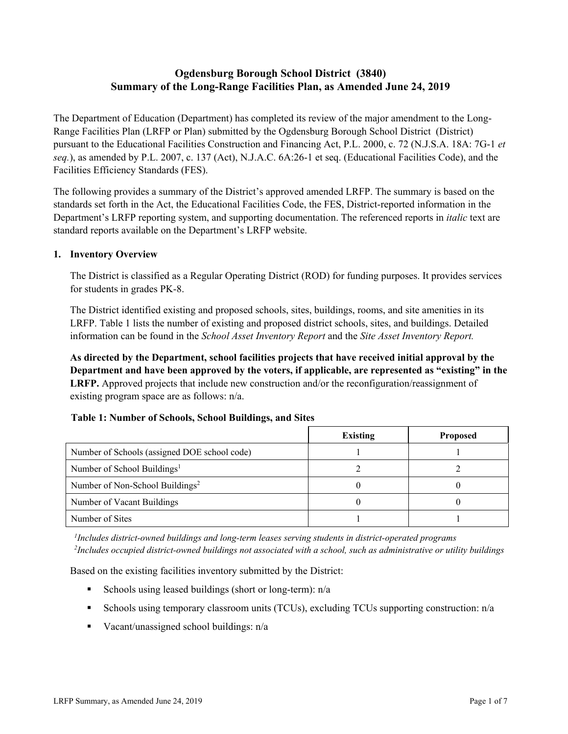# Ogdensburg Borough School District (3840)
## Summary of the Long-Range Facilities Plan, as Amended June 24, 2019

The Department of Education (Department) has completed its review of the major amendment to the Long-Range Facilities Plan (LRFP or Plan) submitted by the Ogdensburg Borough School District (District) pursuant to the Educational Facilities Construction and Financing Act, P.L. 2000, c. 72 (N.J.S.A. 18A: 7G-1 *et seq.*), as amended by P.L. 2007, c. 137 (Act), N.J.A.C. 6A:26-1 et seq. (Educational Facilities Code), and the Facilities Efficiency Standards (FES).

The following provides a summary of the District's approved amended LRFP. The summary is based on the standards set forth in the Act, the Educational Facilities Code, the FES, District-reported information in the Department's LRFP reporting system, and supporting documentation. The referenced reports in *italic* text are standard reports available on the Department's LRFP website.

### 1. Inventory Overview

The District is classified as a Regular Operating District (ROD) for funding purposes. It provides services for students in grades PK-8.

The District identified existing and proposed schools, sites, buildings, rooms, and site amenities in its LRFP. Table 1 lists the number of existing and proposed district schools, sites, and buildings. Detailed information can be found in the *School Asset Inventory Report* and the *Site Asset Inventory Report.*

**As directed by the Department, school facilities projects that have received initial approval by the Department and have been approved by the voters, if applicable, are represented as "existing" in the LRFP.** Approved projects that include new construction and/or the reconfiguration/reassignment of existing program space are as follows: n/a.

**Table 1: Number of Schools, School Buildings, and Sites**

| | Existing | Proposed |
|---|---|---|
| Number of Schools (assigned DOE school code) | 1 | 1 |
| Number of School Buildings[1] | 2 | 2 |
| Number of Non-School Buildings[2] | 0 | 0 |
| Number of Vacant Buildings | 0 | 0 |
| Number of Sites | 1 | 1 |

*[1]Includes district-owned buildings and long-term leases serving students in district-operated programs*
*[2]Includes occupied district-owned buildings not associated with a school, such as administrative or utility buildings*

Based on the existing facilities inventory submitted by the District:

- Schools using leased buildings (short or long-term): n/a
- Schools using temporary classroom units (TCUs), excluding TCUs supporting construction: n/a
- Vacant/unassigned school buildings: n/a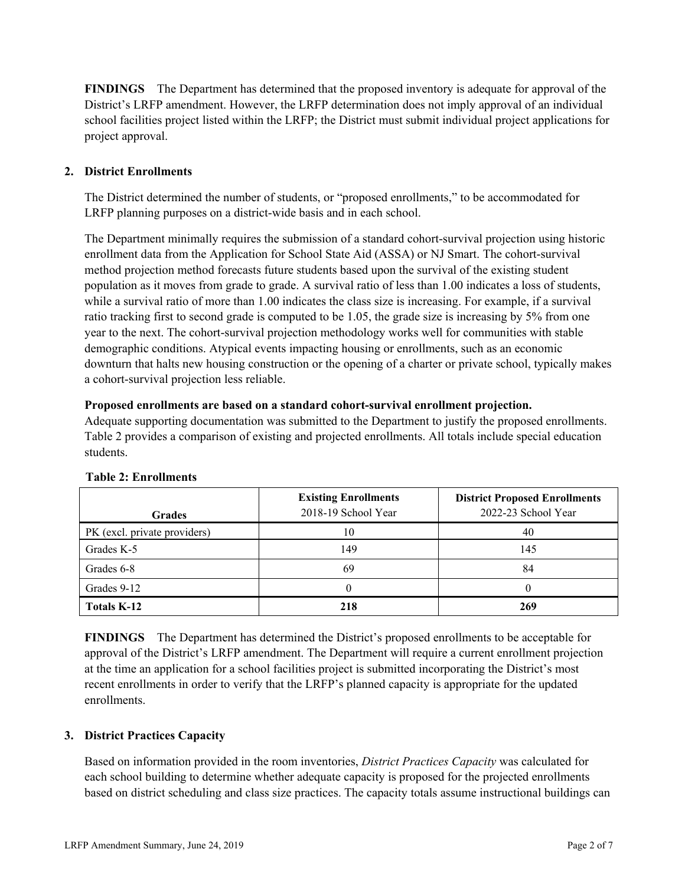**FINDINGS** The Department has determined that the proposed inventory is adequate for approval of the District's LRFP amendment. However, the LRFP determination does not imply approval of an individual school facilities project listed within the LRFP; the District must submit individual project applications for project approval.

## 2. District Enrollments

The District determined the number of students, or "proposed enrollments," to be accommodated for LRFP planning purposes on a district-wide basis and in each school.

The Department minimally requires the submission of a standard cohort-survival projection using historic enrollment data from the Application for School State Aid (ASSA) or NJ Smart. The cohort-survival method projection method forecasts future students based upon the survival of the existing student population as it moves from grade to grade. A survival ratio of less than 1.00 indicates a loss of students, while a survival ratio of more than 1.00 indicates the class size is increasing. For example, if a survival ratio tracking first to second grade is computed to be 1.05, the grade size is increasing by 5% from one year to the next. The cohort-survival projection methodology works well for communities with stable demographic conditions. Atypical events impacting housing or enrollments, such as an economic downturn that halts new housing construction or the opening of a charter or private school, typically makes a cohort-survival projection less reliable.

**Proposed enrollments are based on a standard cohort-survival enrollment projection.**
Adequate supporting documentation was submitted to the Department to justify the proposed enrollments. Table 2 provides a comparison of existing and projected enrollments. All totals include special education students.

**Table 2: Enrollments**

| Grades | **Existing Enrollments** 2018-19 School Year | **District Proposed Enrollments** 2022-23 School Year |
|---|---|---|
| PK (excl. private providers) | 10 | 40 |
| Grades K-5 | 149 | 145 |
| Grades 6-8 | 69 | 84 |
| Grades 9-12 | 0 | 0 |
| **Totals K-12** | **218** | **269** |

**FINDINGS** The Department has determined the District's proposed enrollments to be acceptable for approval of the District's LRFP amendment. The Department will require a current enrollment projection at the time an application for a school facilities project is submitted incorporating the District's most recent enrollments in order to verify that the LRFP's planned capacity is appropriate for the updated enrollments.

## 3. District Practices Capacity

Based on information provided in the room inventories, *District Practices Capacity* was calculated for each school building to determine whether adequate capacity is proposed for the projected enrollments based on district scheduling and class size practices. The capacity totals assume instructional buildings can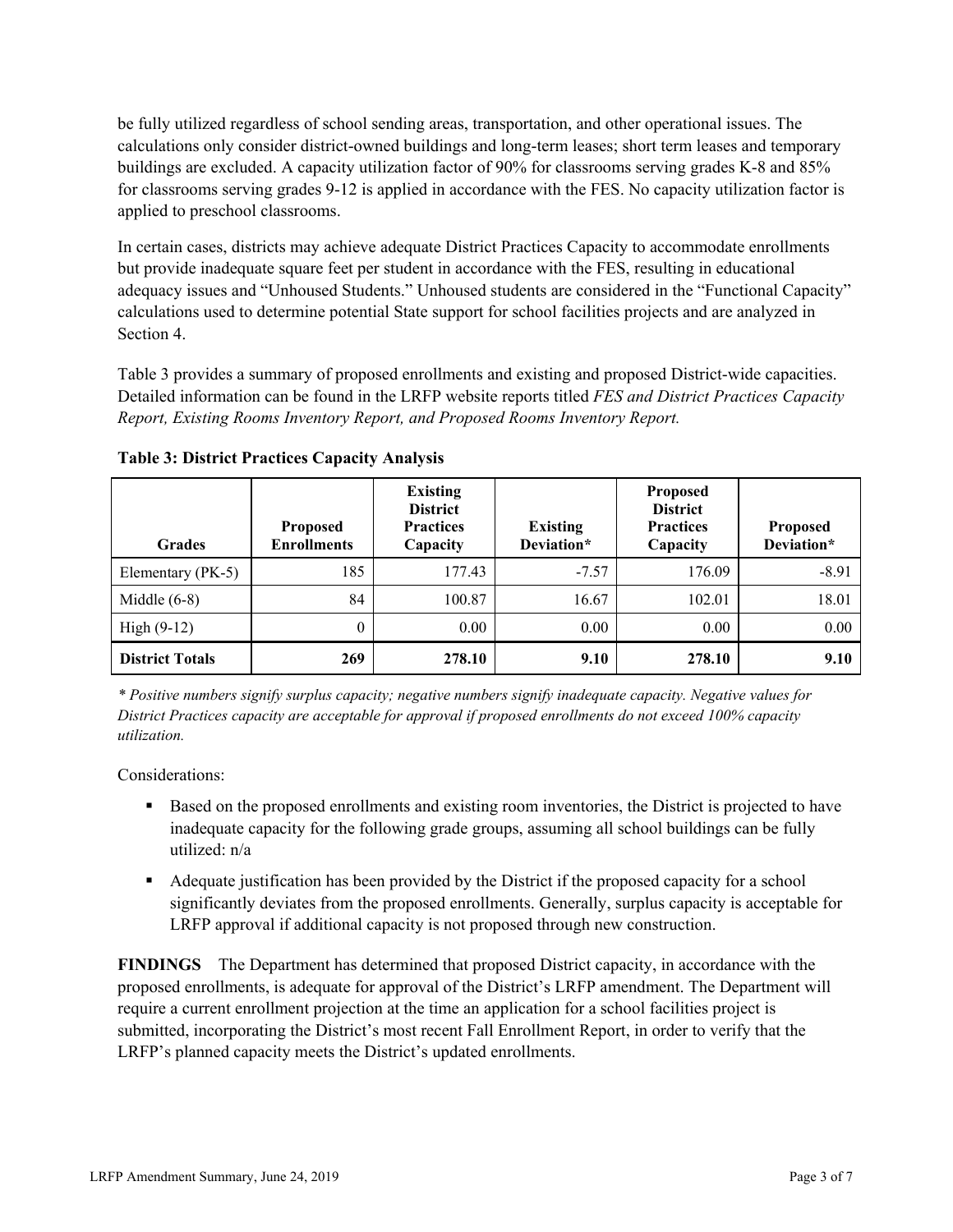be fully utilized regardless of school sending areas, transportation, and other operational issues. The calculations only consider district-owned buildings and long-term leases; short term leases and temporary buildings are excluded. A capacity utilization factor of 90% for classrooms serving grades K-8 and 85% for classrooms serving grades 9-12 is applied in accordance with the FES. No capacity utilization factor is applied to preschool classrooms.

In certain cases, districts may achieve adequate District Practices Capacity to accommodate enrollments but provide inadequate square feet per student in accordance with the FES, resulting in educational adequacy issues and "Unhoused Students." Unhoused students are considered in the "Functional Capacity" calculations used to determine potential State support for school facilities projects and are analyzed in Section 4.

Table 3 provides a summary of proposed enrollments and existing and proposed District-wide capacities. Detailed information can be found in the LRFP website reports titled *FES and District Practices Capacity Report, Existing Rooms Inventory Report, and Proposed Rooms Inventory Report.*

**Table 3: District Practices Capacity Analysis**

| Grades | Proposed Enrollments | Existing District Practices Capacity | Existing Deviation* | Proposed District Practices Capacity | Proposed Deviation* |
|---|---|---|---|---|---|
| Elementary (PK-5) | 185 | 177.43 | -7.57 | 176.09 | -8.91 |
| Middle (6-8) | 84 | 100.87 | 16.67 | 102.01 | 18.01 |
| High (9-12) | 0 | 0.00 | 0.00 | 0.00 | 0.00 |
| **District Totals** | **269** | **278.10** | **9.10** | **278.10** | **9.10** |

*\* Positive numbers signify surplus capacity; negative numbers signify inadequate capacity. Negative values for District Practices capacity are acceptable for approval if proposed enrollments do not exceed 100% capacity utilization.*

Considerations:

- Based on the proposed enrollments and existing room inventories, the District is projected to have inadequate capacity for the following grade groups, assuming all school buildings can be fully utilized: n/a
- Adequate justification has been provided by the District if the proposed capacity for a school significantly deviates from the proposed enrollments. Generally, surplus capacity is acceptable for LRFP approval if additional capacity is not proposed through new construction.

**FINDINGS** The Department has determined that proposed District capacity, in accordance with the proposed enrollments, is adequate for approval of the District's LRFP amendment. The Department will require a current enrollment projection at the time an application for a school facilities project is submitted, incorporating the District's most recent Fall Enrollment Report, in order to verify that the LRFP's planned capacity meets the District's updated enrollments.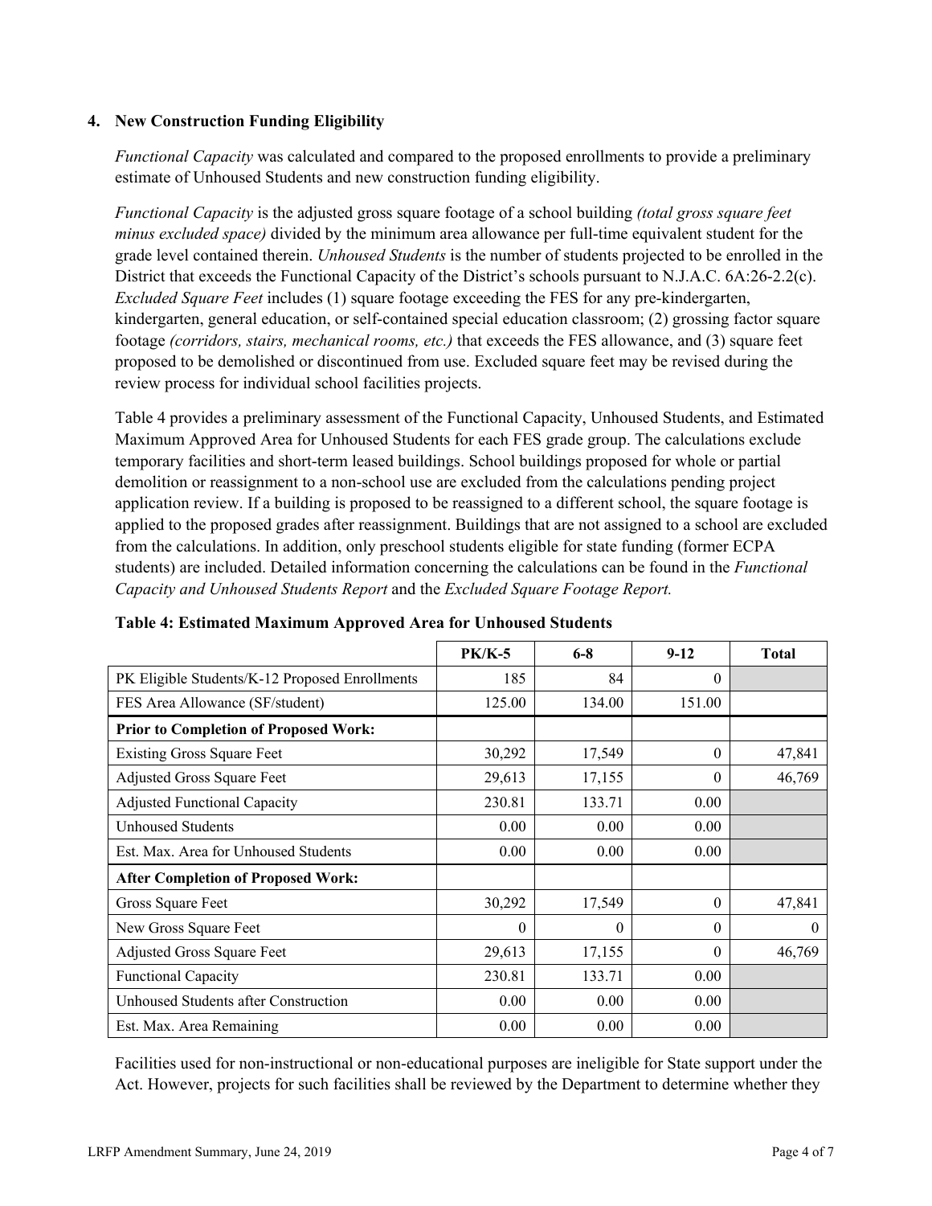### 4. New Construction Funding Eligibility

*Functional Capacity* was calculated and compared to the proposed enrollments to provide a preliminary estimate of Unhoused Students and new construction funding eligibility.

*Functional Capacity* is the adjusted gross square footage of a school building *(total gross square feet minus excluded space)* divided by the minimum area allowance per full-time equivalent student for the grade level contained therein. *Unhoused Students* is the number of students projected to be enrolled in the District that exceeds the Functional Capacity of the District's schools pursuant to N.J.A.C. 6A:26-2.2(c). *Excluded Square Feet* includes (1) square footage exceeding the FES for any pre-kindergarten, kindergarten, general education, or self-contained special education classroom; (2) grossing factor square footage *(corridors, stairs, mechanical rooms, etc.)* that exceeds the FES allowance, and (3) square feet proposed to be demolished or discontinued from use. Excluded square feet may be revised during the review process for individual school facilities projects.

Table 4 provides a preliminary assessment of the Functional Capacity, Unhoused Students, and Estimated Maximum Approved Area for Unhoused Students for each FES grade group. The calculations exclude temporary facilities and short-term leased buildings. School buildings proposed for whole or partial demolition or reassignment to a non-school use are excluded from the calculations pending project application review. If a building is proposed to be reassigned to a different school, the square footage is applied to the proposed grades after reassignment. Buildings that are not assigned to a school are excluded from the calculations. In addition, only preschool students eligible for state funding (former ECPA students) are included. Detailed information concerning the calculations can be found in the *Functional Capacity and Unhoused Students Report* and the *Excluded Square Footage Report.*

**Table 4: Estimated Maximum Approved Area for Unhoused Students**

| | PK/K-5 | 6-8 | 9-12 | Total |
|---|---|---|---|---|
| PK Eligible Students/K-12 Proposed Enrollments | 185 | 84 | 0 | |
| FES Area Allowance (SF/student) | 125.00 | 134.00 | 151.00 | |
| **Prior to Completion of Proposed Work:** | | | | |
| Existing Gross Square Feet | 30,292 | 17,549 | 0 | 47,841 |
| Adjusted Gross Square Feet | 29,613 | 17,155 | 0 | 46,769 |
| Adjusted Functional Capacity | 230.81 | 133.71 | 0.00 | |
| Unhoused Students | 0.00 | 0.00 | 0.00 | |
| Est. Max. Area for Unhoused Students | 0.00 | 0.00 | 0.00 | |
| **After Completion of Proposed Work:** | | | | |
| Gross Square Feet | 30,292 | 17,549 | 0 | 47,841 |
| New Gross Square Feet | 0 | 0 | 0 | 0 |
| Adjusted Gross Square Feet | 29,613 | 17,155 | 0 | 46,769 |
| Functional Capacity | 230.81 | 133.71 | 0.00 | |
| Unhoused Students after Construction | 0.00 | 0.00 | 0.00 | |
| Est. Max. Area Remaining | 0.00 | 0.00 | 0.00 | |

Facilities used for non-instructional or non-educational purposes are ineligible for State support under the Act. However, projects for such facilities shall be reviewed by the Department to determine whether they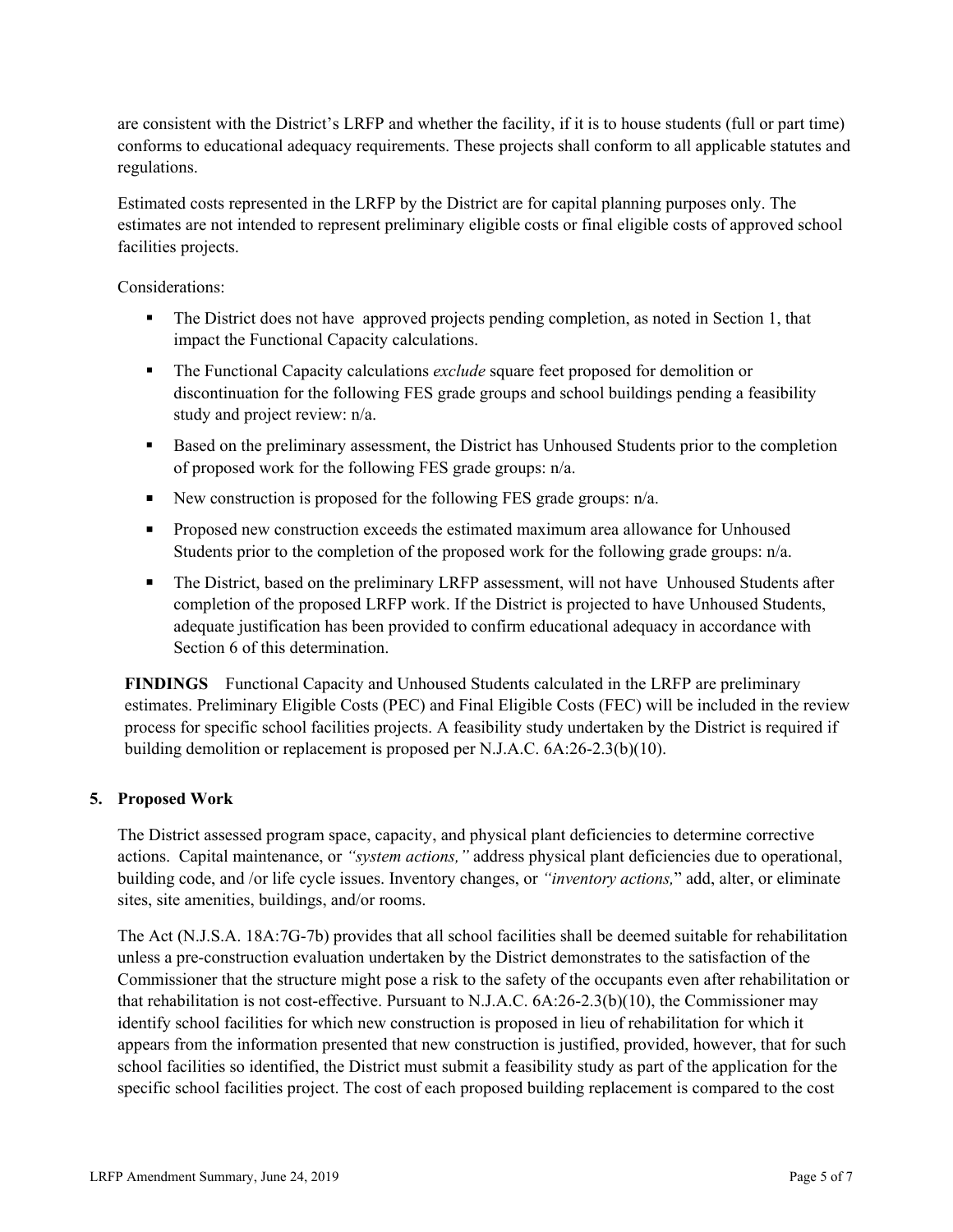are consistent with the District's LRFP and whether the facility, if it is to house students (full or part time) conforms to educational adequacy requirements. These projects shall conform to all applicable statutes and regulations.

Estimated costs represented in the LRFP by the District are for capital planning purposes only. The estimates are not intended to represent preliminary eligible costs or final eligible costs of approved school facilities projects.

Considerations:

- The District does not have approved projects pending completion, as noted in Section 1, that impact the Functional Capacity calculations.
- The Functional Capacity calculations *exclude* square feet proposed for demolition or discontinuation for the following FES grade groups and school buildings pending a feasibility study and project review: n/a.
- Based on the preliminary assessment, the District has Unhoused Students prior to the completion of proposed work for the following FES grade groups: n/a.
- New construction is proposed for the following FES grade groups: n/a.
- Proposed new construction exceeds the estimated maximum area allowance for Unhoused Students prior to the completion of the proposed work for the following grade groups: n/a.
- The District, based on the preliminary LRFP assessment, will not have Unhoused Students after completion of the proposed LRFP work. If the District is projected to have Unhoused Students, adequate justification has been provided to confirm educational adequacy in accordance with Section 6 of this determination.

**FINDINGS** Functional Capacity and Unhoused Students calculated in the LRFP are preliminary estimates. Preliminary Eligible Costs (PEC) and Final Eligible Costs (FEC) will be included in the review process for specific school facilities projects. A feasibility study undertaken by the District is required if building demolition or replacement is proposed per N.J.A.C. 6A:26-2.3(b)(10).

## 5. Proposed Work

The District assessed program space, capacity, and physical plant deficiencies to determine corrective actions. Capital maintenance, or *"system actions,"* address physical plant deficiencies due to operational, building code, and /or life cycle issues. Inventory changes, or *"inventory actions,"* add, alter, or eliminate sites, site amenities, buildings, and/or rooms.

The Act (N.J.S.A. 18A:7G-7b) provides that all school facilities shall be deemed suitable for rehabilitation unless a pre-construction evaluation undertaken by the District demonstrates to the satisfaction of the Commissioner that the structure might pose a risk to the safety of the occupants even after rehabilitation or that rehabilitation is not cost-effective. Pursuant to N.J.A.C. 6A:26-2.3(b)(10), the Commissioner may identify school facilities for which new construction is proposed in lieu of rehabilitation for which it appears from the information presented that new construction is justified, provided, however, that for such school facilities so identified, the District must submit a feasibility study as part of the application for the specific school facilities project. The cost of each proposed building replacement is compared to the cost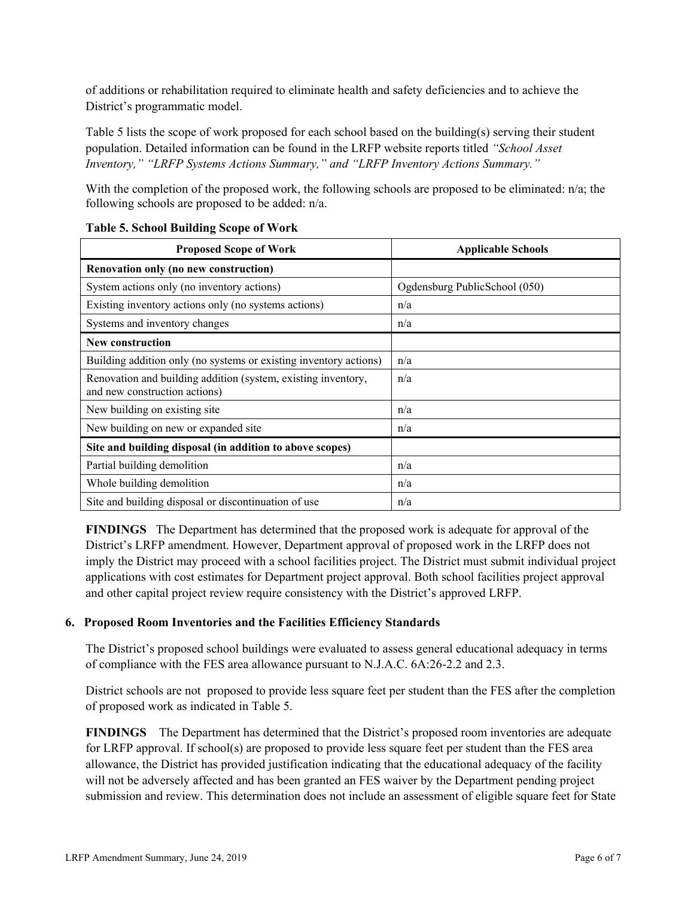of additions or rehabilitation required to eliminate health and safety deficiencies and to achieve the District's programmatic model.

Table 5 lists the scope of work proposed for each school based on the building(s) serving their student population. Detailed information can be found in the LRFP website reports titled *"School Asset Inventory," "LRFP Systems Actions Summary," and "LRFP Inventory Actions Summary."*

With the completion of the proposed work, the following schools are proposed to be eliminated: n/a; the following schools are proposed to be added: n/a.

**Table 5. School Building Scope of Work**

| Proposed Scope of Work | Applicable Schools |
|---|---|
| **Renovation only (no new construction)** | |
| System actions only (no inventory actions) | Ogdensburg PublicSchool (050) |
| Existing inventory actions only (no systems actions) | n/a |
| Systems and inventory changes | n/a |
| **New construction** | |
| Building addition only (no systems or existing inventory actions) | n/a |
| Renovation and building addition (system, existing inventory, and new construction actions) | n/a |
| New building on existing site | n/a |
| New building on new or expanded site | n/a |
| **Site and building disposal (in addition to above scopes)** | |
| Partial building demolition | n/a |
| Whole building demolition | n/a |
| Site and building disposal or discontinuation of use | n/a |

**FINDINGS** The Department has determined that the proposed work is adequate for approval of the District's LRFP amendment. However, Department approval of proposed work in the LRFP does not imply the District may proceed with a school facilities project. The District must submit individual project applications with cost estimates for Department project approval. Both school facilities project approval and other capital project review require consistency with the District's approved LRFP.

## 6. Proposed Room Inventories and the Facilities Efficiency Standards

The District's proposed school buildings were evaluated to assess general educational adequacy in terms of compliance with the FES area allowance pursuant to N.J.A.C. 6A:26-2.2 and 2.3.

District schools are not proposed to provide less square feet per student than the FES after the completion of proposed work as indicated in Table 5.

**FINDINGS** The Department has determined that the District's proposed room inventories are adequate for LRFP approval. If school(s) are proposed to provide less square feet per student than the FES area allowance, the District has provided justification indicating that the educational adequacy of the facility will not be adversely affected and has been granted an FES waiver by the Department pending project submission and review. This determination does not include an assessment of eligible square feet for State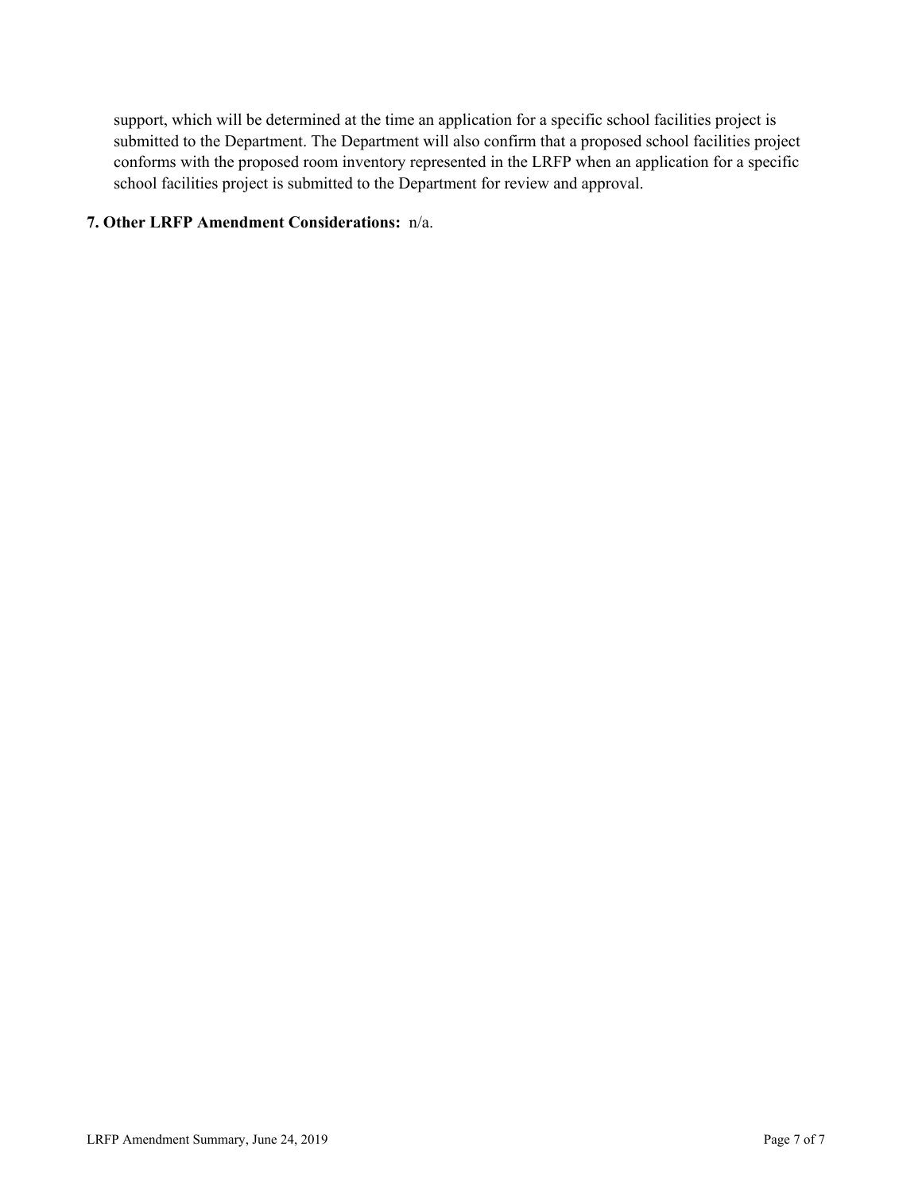support, which will be determined at the time an application for a specific school facilities project is submitted to the Department. The Department will also confirm that a proposed school facilities project conforms with the proposed room inventory represented in the LRFP when an application for a specific school facilities project is submitted to the Department for review and approval.

**7. Other LRFP Amendment Considerations:** n/a.